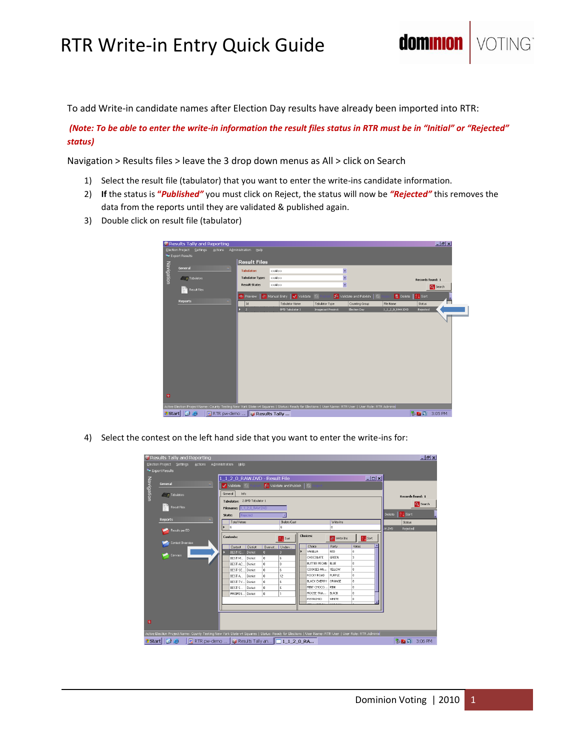# RTR Write-in Entry Quick Guide

To add Write-in candidate names after Election Day results have already been imported into RTR:

***(Note: To be able to enter the write-in information the result files status in RTR must be in "Initial" or "Rejected" status)***

Navigation > Results files > leave the 3 drop down menus as All > click on Search

1) Select the result file (tabulator) that you want to enter the write-ins candidate information.
2) **If** the status is ***"Published"*** you must click on Reject, the status will now be ***"Rejected"*** this removes the data from the reports until they are validated & published again.
3) Double click on result file (tabulator)

4) Select the contest on the left hand side that you want to enter the write-ins for: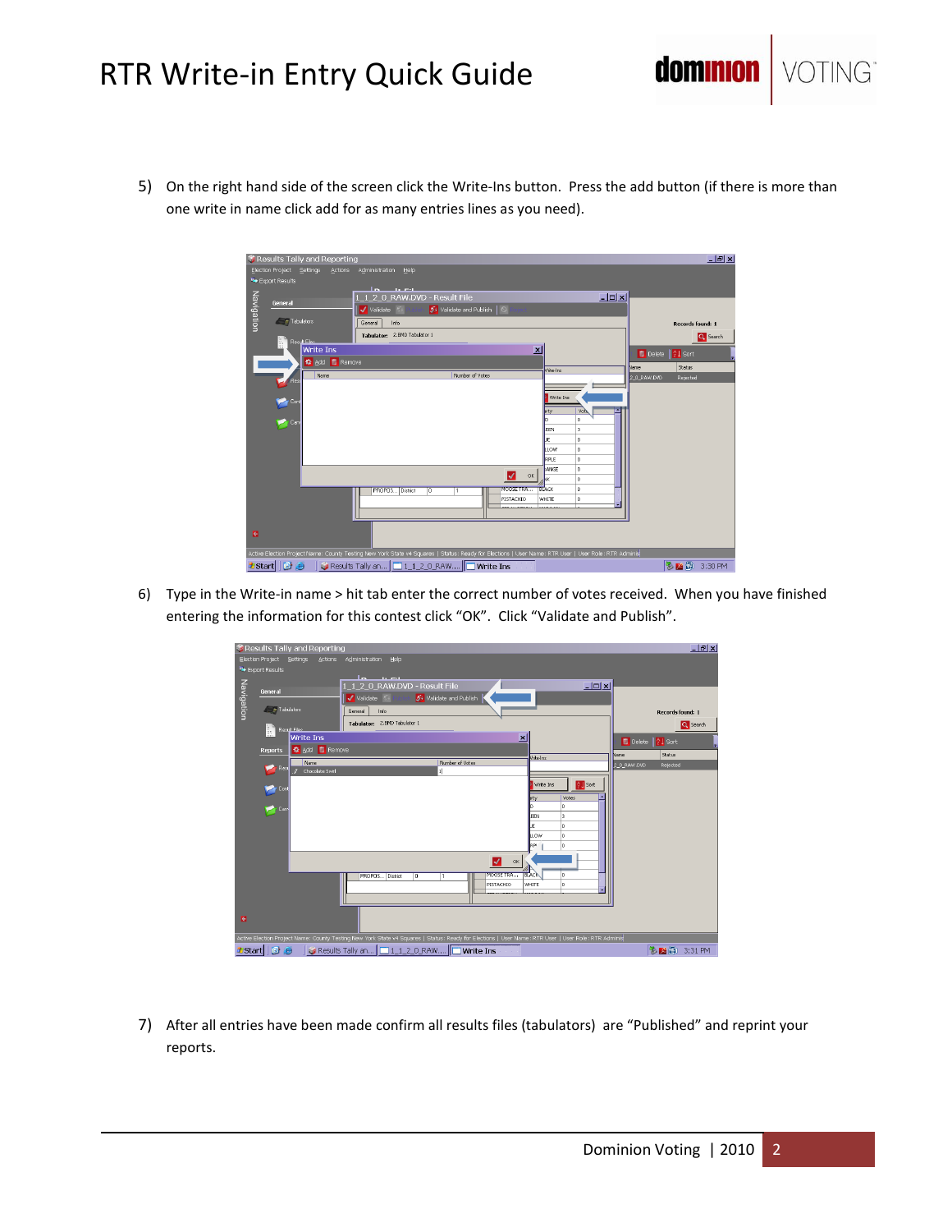5) On the right hand side of the screen click the Write-Ins button. Press the add button (if there is more than one write in name click add for as many entries lines as you need).

6) Type in the Write-in name > hit tab enter the correct number of votes received. When you have finished entering the information for this contest click “OK”. Click “Validate and Publish”.

7) After all entries have been made confirm all results files (tabulators) are “Published” and reprint your reports.